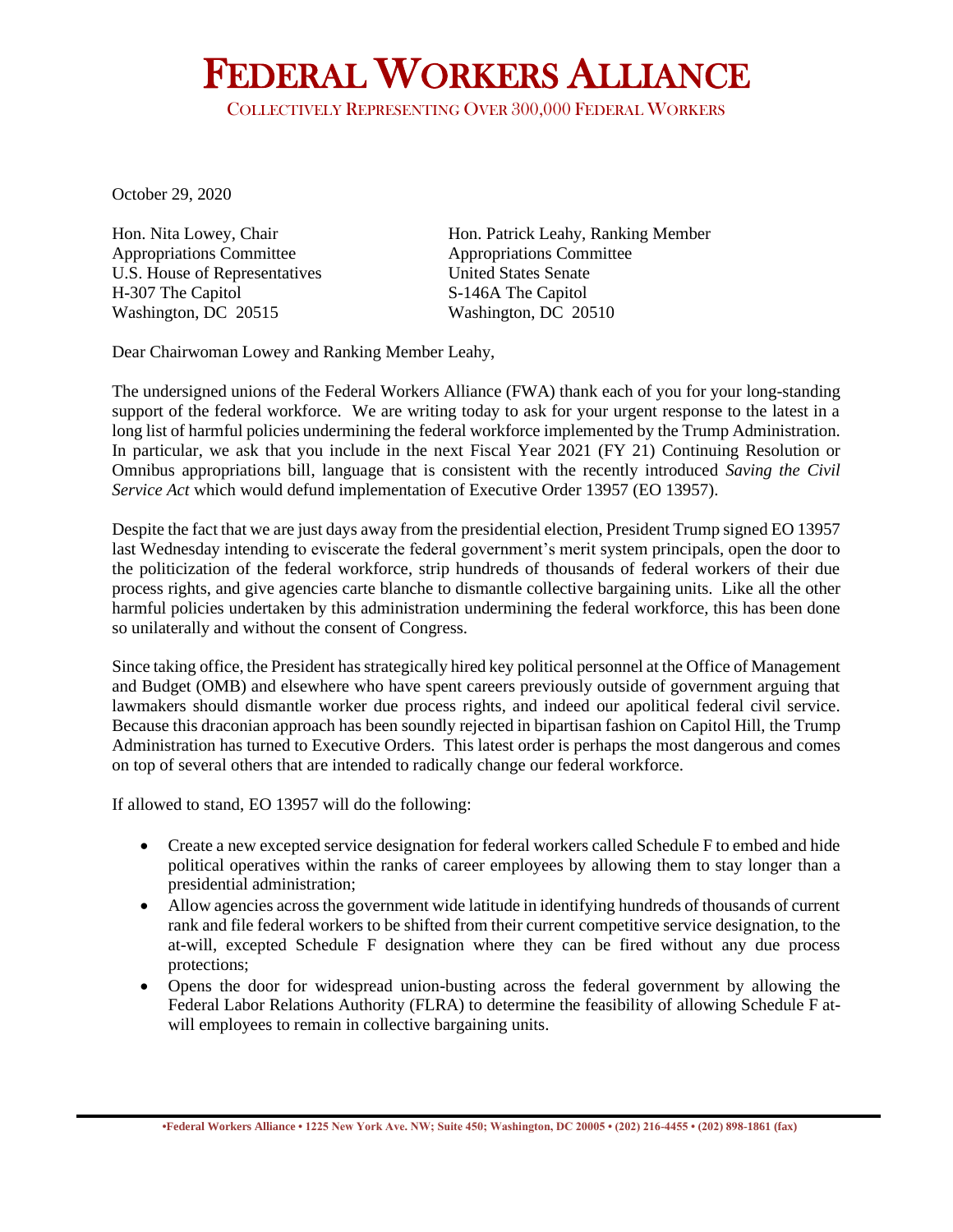# FEDERAL WORKERS ALLIANCE

COLLECTIVELY REPRESENTING OVER 300,000 FEDERAL WORKERS

October 29, 2020

Hon. Nita Lowey, Chair
Appropriations Committee
U.S. House of Representatives
H-307 The Capitol
Washington, DC 20515

Hon. Patrick Leahy, Ranking Member
Appropriations Committee
United States Senate
S-146A The Capitol
Washington, DC 20510

Dear Chairwoman Lowey and Ranking Member Leahy,

The undersigned unions of the Federal Workers Alliance (FWA) thank each of you for your long-standing support of the federal workforce. We are writing today to ask for your urgent response to the latest in a long list of harmful policies undermining the federal workforce implemented by the Trump Administration. In particular, we ask that you include in the next Fiscal Year 2021 (FY 21) Continuing Resolution or Omnibus appropriations bill, language that is consistent with the recently introduced *Saving the Civil Service Act* which would defund implementation of Executive Order 13957 (EO 13957).

Despite the fact that we are just days away from the presidential election, President Trump signed EO 13957 last Wednesday intending to eviscerate the federal government's merit system principals, open the door to the politicization of the federal workforce, strip hundreds of thousands of federal workers of their due process rights, and give agencies carte blanche to dismantle collective bargaining units. Like all the other harmful policies undertaken by this administration undermining the federal workforce, this has been done so unilaterally and without the consent of Congress.

Since taking office, the President has strategically hired key political personnel at the Office of Management and Budget (OMB) and elsewhere who have spent careers previously outside of government arguing that lawmakers should dismantle worker due process rights, and indeed our apolitical federal civil service. Because this draconian approach has been soundly rejected in bipartisan fashion on Capitol Hill, the Trump Administration has turned to Executive Orders. This latest order is perhaps the most dangerous and comes on top of several others that are intended to radically change our federal workforce.

If allowed to stand, EO 13957 will do the following:

- Create a new excepted service designation for federal workers called Schedule F to embed and hide political operatives within the ranks of career employees by allowing them to stay longer than a presidential administration;
- Allow agencies across the government wide latitude in identifying hundreds of thousands of current rank and file federal workers to be shifted from their current competitive service designation, to the at-will, excepted Schedule F designation where they can be fired without any due process protections;
- Opens the door for widespread union-busting across the federal government by allowing the Federal Labor Relations Authority (FLRA) to determine the feasibility of allowing Schedule F at-will employees to remain in collective bargaining units.

•Federal Workers Alliance • 1225 New York Ave. NW; Suite 450; Washington, DC 20005 • (202) 216-4455 • (202) 898-1861 (fax)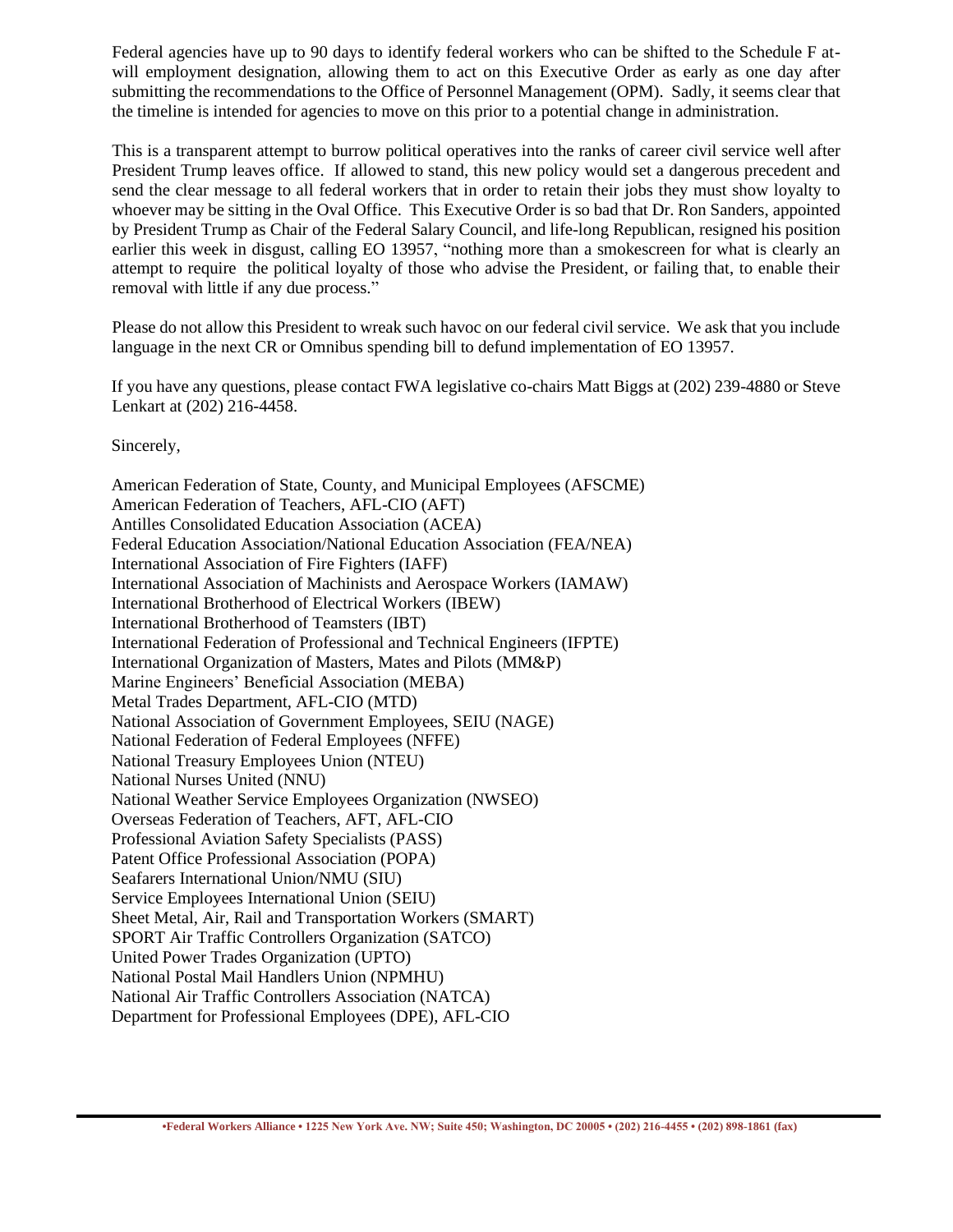Federal agencies have up to 90 days to identify federal workers who can be shifted to the Schedule F at-will employment designation, allowing them to act on this Executive Order as early as one day after submitting the recommendations to the Office of Personnel Management (OPM). Sadly, it seems clear that the timeline is intended for agencies to move on this prior to a potential change in administration.

This is a transparent attempt to burrow political operatives into the ranks of career civil service well after President Trump leaves office. If allowed to stand, this new policy would set a dangerous precedent and send the clear message to all federal workers that in order to retain their jobs they must show loyalty to whoever may be sitting in the Oval Office. This Executive Order is so bad that Dr. Ron Sanders, appointed by President Trump as Chair of the Federal Salary Council, and life-long Republican, resigned his position earlier this week in disgust, calling EO 13957, "nothing more than a smokescreen for what is clearly an attempt to require the political loyalty of those who advise the President, or failing that, to enable their removal with little if any due process."

Please do not allow this President to wreak such havoc on our federal civil service. We ask that you include language in the next CR or Omnibus spending bill to defund implementation of EO 13957.

If you have any questions, please contact FWA legislative co-chairs Matt Biggs at (202) 239-4880 or Steve Lenkart at (202) 216-4458.

Sincerely,

American Federation of State, County, and Municipal Employees (AFSCME)
American Federation of Teachers, AFL-CIO (AFT)
Antilles Consolidated Education Association (ACEA)
Federal Education Association/National Education Association (FEA/NEA)
International Association of Fire Fighters (IAFF)
International Association of Machinists and Aerospace Workers (IAMAW)
International Brotherhood of Electrical Workers (IBEW)
International Brotherhood of Teamsters (IBT)
International Federation of Professional and Technical Engineers (IFPTE)
International Organization of Masters, Mates and Pilots (MM&P)
Marine Engineers' Beneficial Association (MEBA)
Metal Trades Department, AFL-CIO (MTD)
National Association of Government Employees, SEIU (NAGE)
National Federation of Federal Employees (NFFE)
National Treasury Employees Union (NTEU)
National Nurses United (NNU)
National Weather Service Employees Organization (NWSEO)
Overseas Federation of Teachers, AFT, AFL-CIO
Professional Aviation Safety Specialists (PASS)
Patent Office Professional Association (POPA)
Seafarers International Union/NMU (SIU)
Service Employees International Union (SEIU)
Sheet Metal, Air, Rail and Transportation Workers (SMART)
SPORT Air Traffic Controllers Organization (SATCO)
United Power Trades Organization (UPTO)
National Postal Mail Handlers Union (NPMHU)
National Air Traffic Controllers Association (NATCA)
Department for Professional Employees (DPE), AFL-CIO